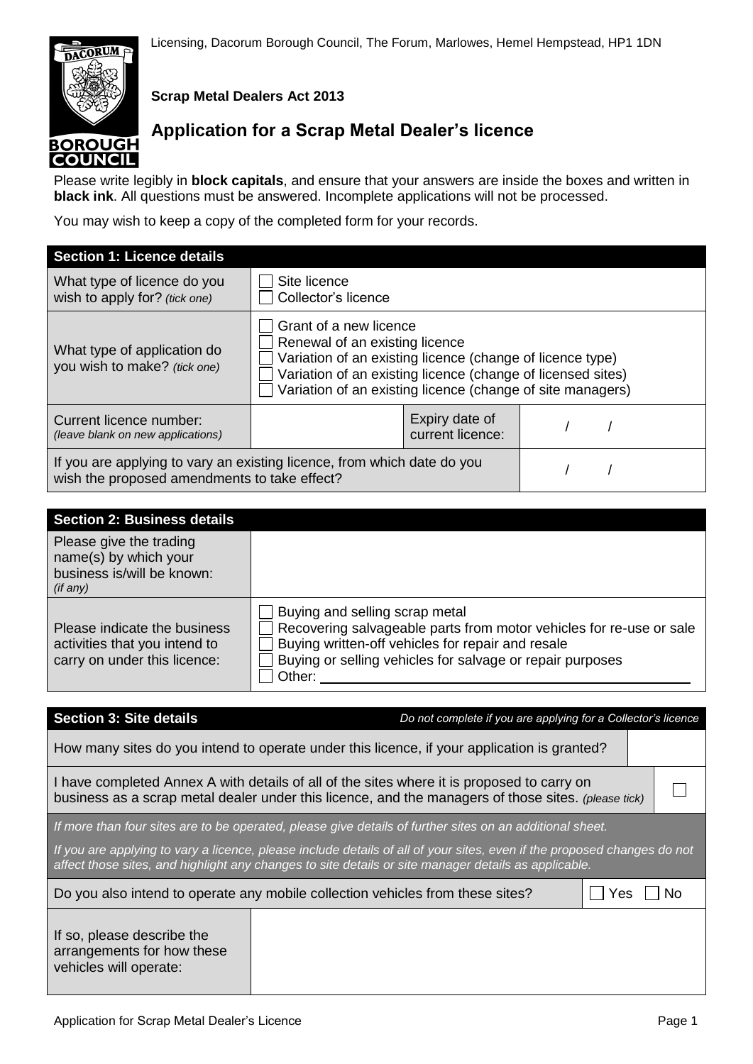Licensing, Dacorum Borough Council, The Forum, Marlowes, Hemel Hempstead, HP1 1DN

**Scrap Metal Dealers Act 2013**

# Application for a Scrap Metal Dealer's licence

Please write legibly in **block capitals**, and ensure that your answers are inside the boxes and written in **black ink**. All questions must be answered. Incomplete applications will not be processed.

You may wish to keep a copy of the completed form for your records.

| **Section 1: Licence details** | | | |
|---|---|---|---|
| What type of licence do you wish to apply for? *(tick one)* | ☐ Site licence<br>☐ Collector's licence | | |
| What type of application do you wish to make? *(tick one)* | ☐ Grant of a new licence<br>☐ Renewal of an existing licence<br>☐ Variation of an existing licence (change of licence type)<br>☐ Variation of an existing licence (change of licensed sites)<br>☐ Variation of an existing licence (change of site managers) | | |
| Current licence number: *(leave blank on new applications)* | | Expiry date of current licence: | / / |
| If you are applying to vary an existing licence, from which date do you wish the proposed amendments to take effect? | | | / / |

| **Section 2: Business details** | |
|---|---|
| Please give the trading name(s) by which your business is/will be known: *(if any)* | |
| Please indicate the business activities that you intend to carry on under this licence: | ☐ Buying and selling scrap metal<br>☐ Recovering salvageable parts from motor vehicles for re-use or sale<br>☐ Buying written-off vehicles for repair and resale<br>☐ Buying or selling vehicles for salvage or repair purposes<br>☐ Other: ________ |

| **Section 3: Site details** | *Do not complete if you are applying for a Collector's licence* |
|---|---|
| How many sites do you intend to operate under this licence, if your application is granted? | |
| I have completed Annex A with details of all of the sites where it is proposed to carry on business as a scrap metal dealer under this licence, and the managers of those sites. *(please tick)* | ☐ |
| *If more than four sites are to be operated, please give details of further sites on an additional sheet.*<br>*If you are applying to vary a licence, please include details of all of your sites, even if the proposed changes do not affect those sites, and highlight any changes to site details or site manager details as applicable.* | |
| Do you also intend to operate any mobile collection vehicles from these sites? | ☐ Yes ☐ No |
| If so, please describe the arrangements for how these vehicles will operate: | |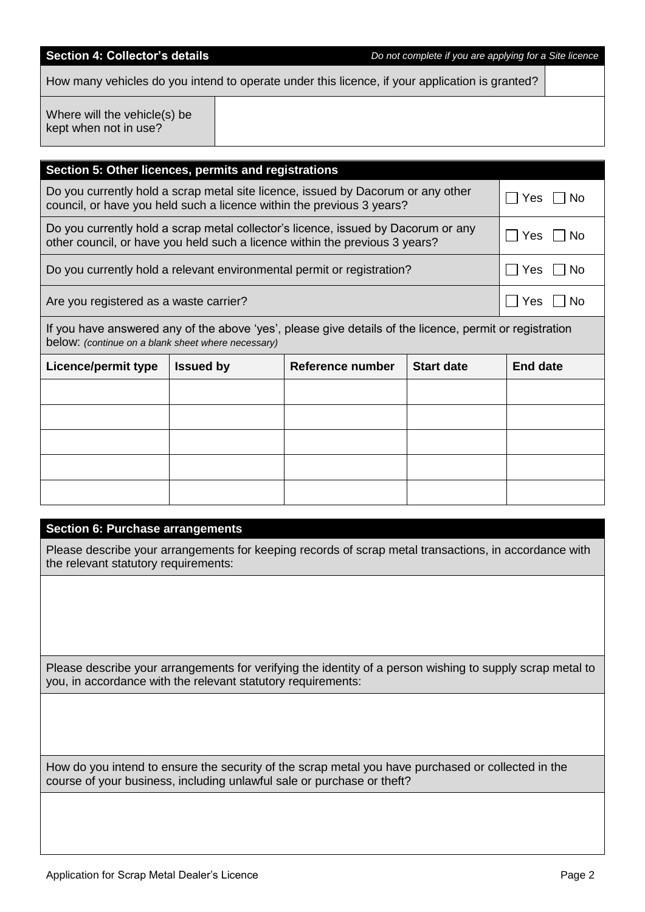## Section 4: Collector's details

*Do not complete if you are applying for a Site licence*

| | |
|---|---|
| How many vehicles do you intend to operate under this licence, if your application is granted? | |
| Where will the vehicle(s) be kept when not in use? | |

## Section 5: Other licences, permits and registrations

| | |
|---|---|
| Do you currently hold a scrap metal site licence, issued by Dacorum or any other council, or have you held such a licence within the previous 3 years? | ☐ Yes ☐ No |
| Do you currently hold a scrap metal collector's licence, issued by Dacorum or any other council, or have you held such a licence within the previous 3 years? | ☐ Yes ☐ No |
| Do you currently hold a relevant environmental permit or registration? | ☐ Yes ☐ No |
| Are you registered as a waste carrier? | ☐ Yes ☐ No |

If you have answered any of the above 'yes', please give details of the licence, permit or registration below: *(continue on a blank sheet where necessary)*

| Licence/permit type | Issued by | Reference number | Start date | End date |
|---|---|---|---|---|
| | | | | |
| | | | | |
| | | | | |
| | | | | |
| | | | | |

## Section 6: Purchase arrangements

Please describe your arrangements for keeping records of scrap metal transactions, in accordance with the relevant statutory requirements:

Please describe your arrangements for verifying the identity of a person wishing to supply scrap metal to you, in accordance with the relevant statutory requirements:

How do you intend to ensure the security of the scrap metal you have purchased or collected in the course of your business, including unlawful sale or purchase or theft?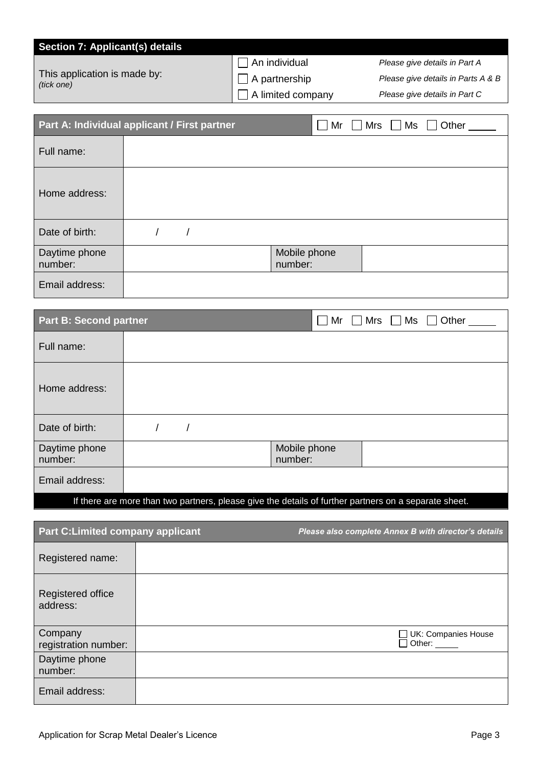## Section 7: Applicant(s) details

| This application is made by: *(tick one)* | | |
|---|---|---|
| | ☐ An individual | *Please give details in Part A* |
| | ☐ A partnership | *Please give details in Parts A & B* |
| | ☐ A limited company | *Please give details in Part C* |

### Part A: Individual applicant / First partner

☐ Mr ☐ Mrs ☐ Ms ☐ Other _____

| | | | |
|---|---|---|---|
| Full name: | | | |
| Home address: | | | |
| Date of birth: | / / | | |
| Daytime phone number: | | Mobile phone number: | |
| Email address: | | | |

### Part B: Second partner

☐ Mr ☐ Mrs ☐ Ms ☐ Other _____

| | | | |
|---|---|---|---|
| Full name: | | | |
| Home address: | | | |
| Date of birth: | / / | | |
| Daytime phone number: | | Mobile phone number: | |
| Email address: | | | |

If there are more than two partners, please give the details of further partners on a separate sheet.

### Part C: Limited company applicant

***Please also complete Annex B with director's details***

| | | |
|---|---|---|
| Registered name: | | |
| Registered office address: | | |
| Company registration number: | | ☐ UK: Companies House<br>☐ Other: _____ |
| Daytime phone number: | | |
| Email address: | | |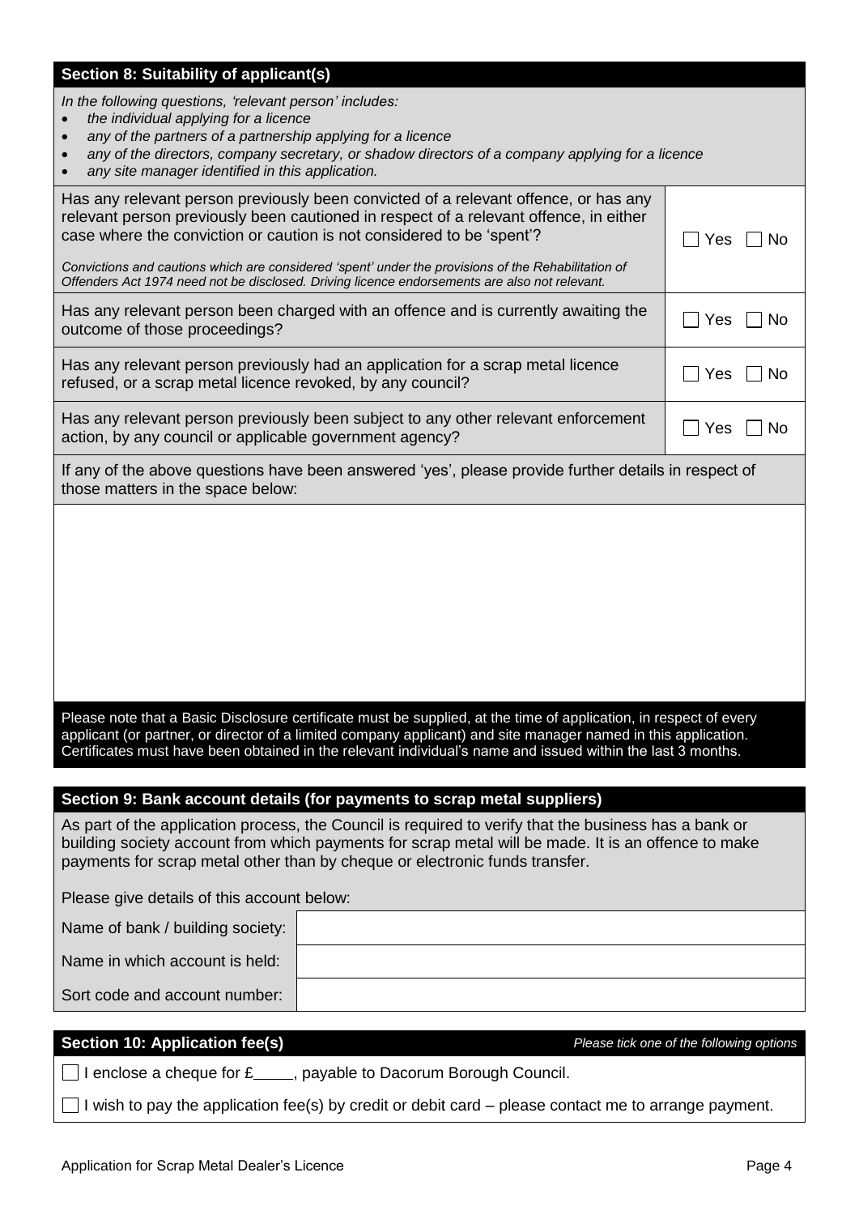## Section 8: Suitability of applicant(s)

*In the following questions, 'relevant person' includes:*

- *the individual applying for a licence*
- *any of the partners of a partnership applying for a licence*
- *any of the directors, company secretary, or shadow directors of a company applying for a licence*
- *any site manager identified in this application.*

| Question | Answer |
|---|---|
| Has any relevant person previously been convicted of a relevant offence, or has any relevant person previously been cautioned in respect of a relevant offence, in either case where the conviction or caution is not considered to be 'spent'?<br>*Convictions and cautions which are considered 'spent' under the provisions of the Rehabilitation of Offenders Act 1974 need not be disclosed. Driving licence endorsements are also not relevant.* | ☐ Yes ☐ No |
| Has any relevant person been charged with an offence and is currently awaiting the outcome of those proceedings? | ☐ Yes ☐ No |
| Has any relevant person previously had an application for a scrap metal licence refused, or a scrap metal licence revoked, by any council? | ☐ Yes ☐ No |
| Has any relevant person previously been subject to any other relevant enforcement action, by any council or applicable government agency? | ☐ Yes ☐ No |

If any of the above questions have been answered 'yes', please provide further details in respect of those matters in the space below:

Please note that a Basic Disclosure certificate must be supplied, at the time of application, in respect of every applicant (or partner, or director of a limited company applicant) and site manager named in this application. Certificates must have been obtained in the relevant individual's name and issued within the last 3 months.

## Section 9: Bank account details (for payments to scrap metal suppliers)

As part of the application process, the Council is required to verify that the business has a bank or building society account from which payments for scrap metal will be made. It is an offence to make payments for scrap metal other than by cheque or electronic funds transfer.

Please give details of this account below:

| | |
|---|---|
| Name of bank / building society: | |
| Name in which account is held: | |
| Sort code and account number: | |

## Section 10: Application fee(s)

*Please tick one of the following options*

☐ I enclose a cheque for £_____, payable to Dacorum Borough Council.

☐ I wish to pay the application fee(s) by credit or debit card – please contact me to arrange payment.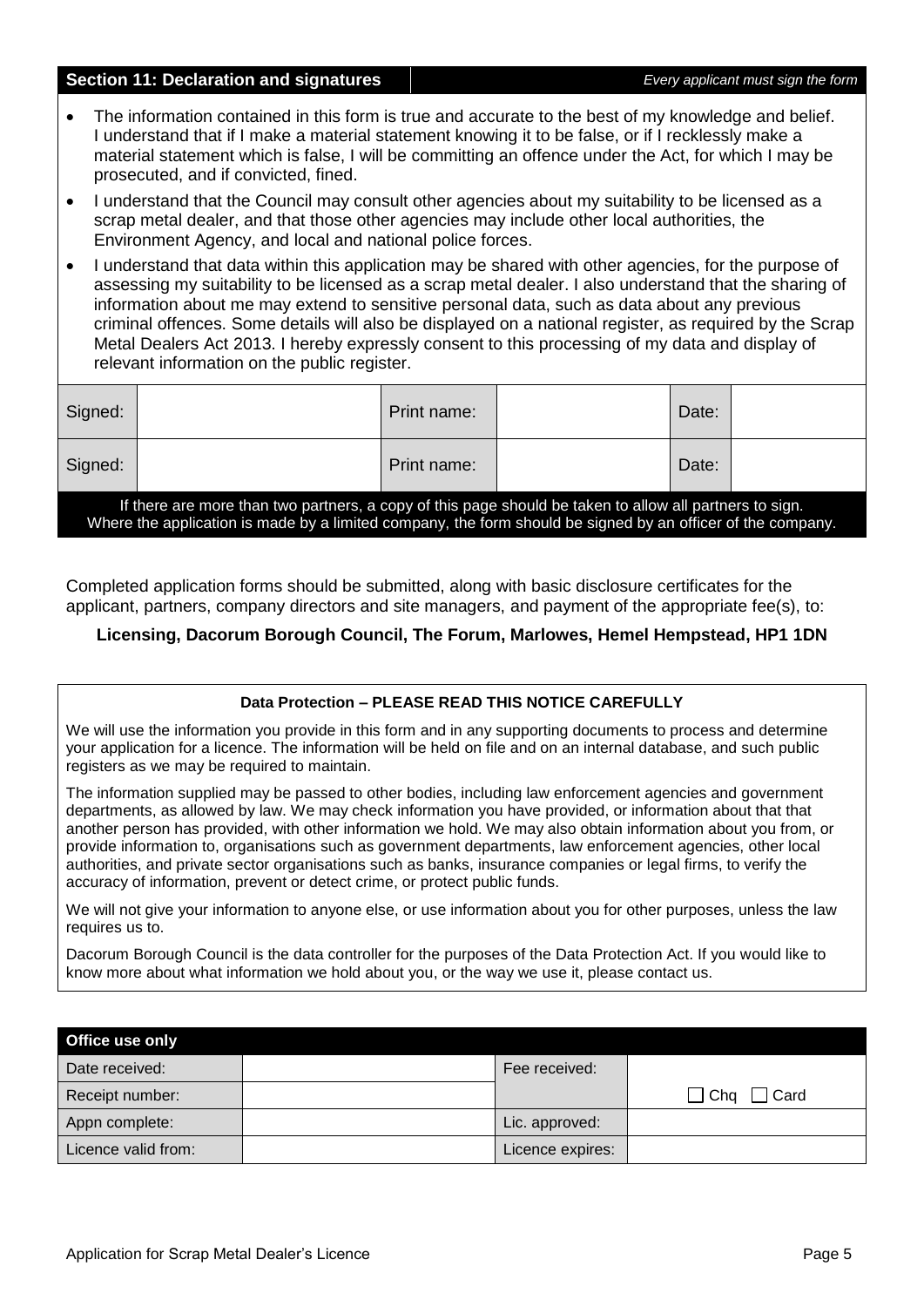## Section 11: Declaration and signatures

*Every applicant must sign the form*

- The information contained in this form is true and accurate to the best of my knowledge and belief. I understand that if I make a material statement knowing it to be false, or if I recklessly make a material statement which is false, I will be committing an offence under the Act, for which I may be prosecuted, and if convicted, fined.
- I understand that the Council may consult other agencies about my suitability to be licensed as a scrap metal dealer, and that those other agencies may include other local authorities, the Environment Agency, and local and national police forces.
- I understand that data within this application may be shared with other agencies, for the purpose of assessing my suitability to be licensed as a scrap metal dealer. I also understand that the sharing of information about me may extend to sensitive personal data, such as data about any previous criminal offences. Some details will also be displayed on a national register, as required by the Scrap Metal Dealers Act 2013. I hereby expressly consent to this processing of my data and display of relevant information on the public register.

| Signed: | | Print name: | | Date: | |
|---|---|---|---|---|---|
| Signed: | | Print name: | | Date: | |

If there are more than two partners, a copy of this page should be taken to allow all partners to sign.
Where the application is made by a limited company, the form should be signed by an officer of the company.

Completed application forms should be submitted, along with basic disclosure certificates for the applicant, partners, company directors and site managers, and payment of the appropriate fee(s), to:

**Licensing, Dacorum Borough Council, The Forum, Marlowes, Hemel Hempstead, HP1 1DN**

**Data Protection – PLEASE READ THIS NOTICE CAREFULLY**

We will use the information you provide in this form and in any supporting documents to process and determine your application for a licence. The information will be held on file and on an internal database, and such public registers as we may be required to maintain.

The information supplied may be passed to other bodies, including law enforcement agencies and government departments, as allowed by law. We may check information you have provided, or information about that that another person has provided, with other information we hold. We may also obtain information about you from, or provide information to, organisations such as government departments, law enforcement agencies, other local authorities, and private sector organisations such as banks, insurance companies or legal firms, to verify the accuracy of information, prevent or detect crime, or protect public funds.

We will not give your information to anyone else, or use information about you for other purposes, unless the law requires us to.

Dacorum Borough Council is the data controller for the purposes of the Data Protection Act. If you would like to know more about what information we hold about you, or the way we use it, please contact us.

| Office use only | | | |
|---|---|---|---|
| Date received: | | Fee received: | |
| Receipt number: | | | ☐ Chq ☐ Card |
| Appn complete: | | Lic. approved: | |
| Licence valid from: | | Licence expires: | |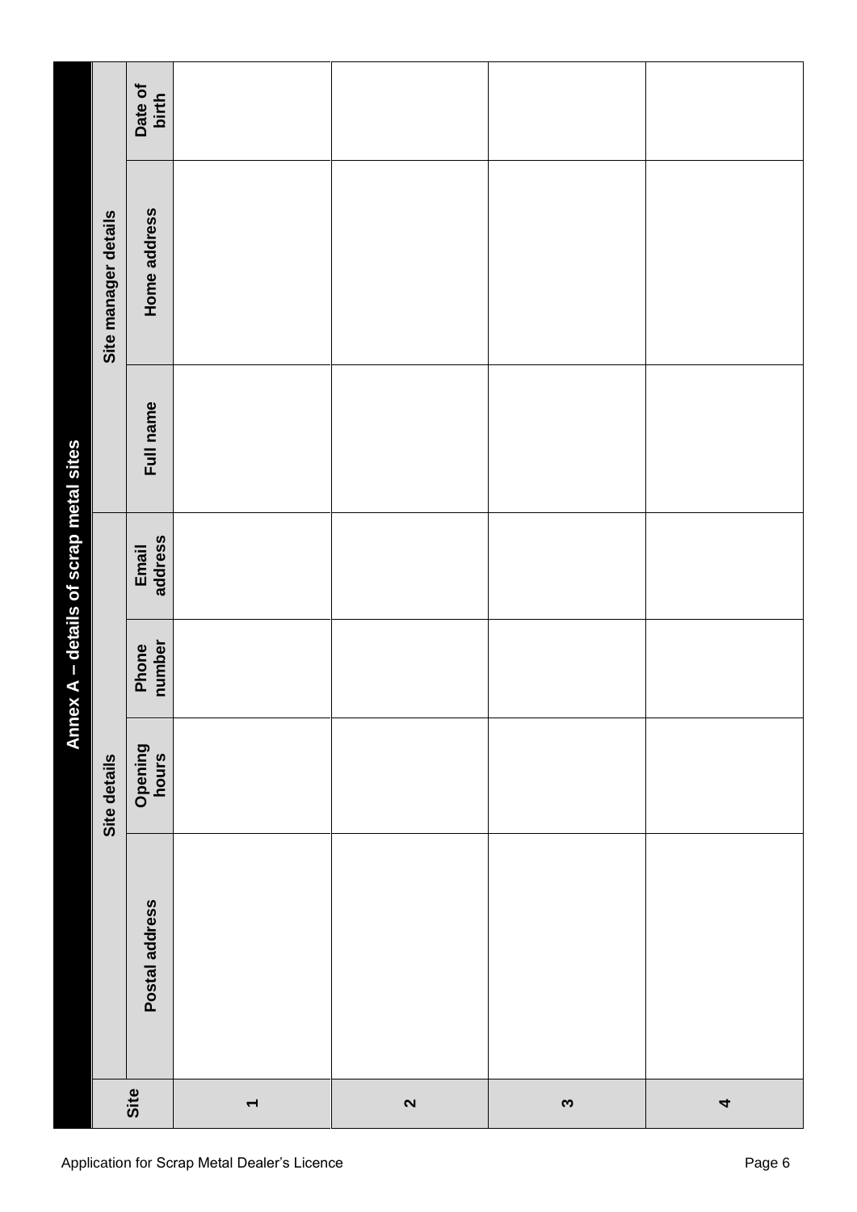## Annex A – details of scrap metal sites

| Site | Site details | | | | Site manager details | | |
|---|---|---|---|---|---|---|---|
| | Postal address | Opening hours | Phone number | Email address | Full name | Home address | Date of birth |
| 1 | | | | | | | |
| 2 | | | | | | | |
| 3 | | | | | | | |
| 4 | | | | | | | |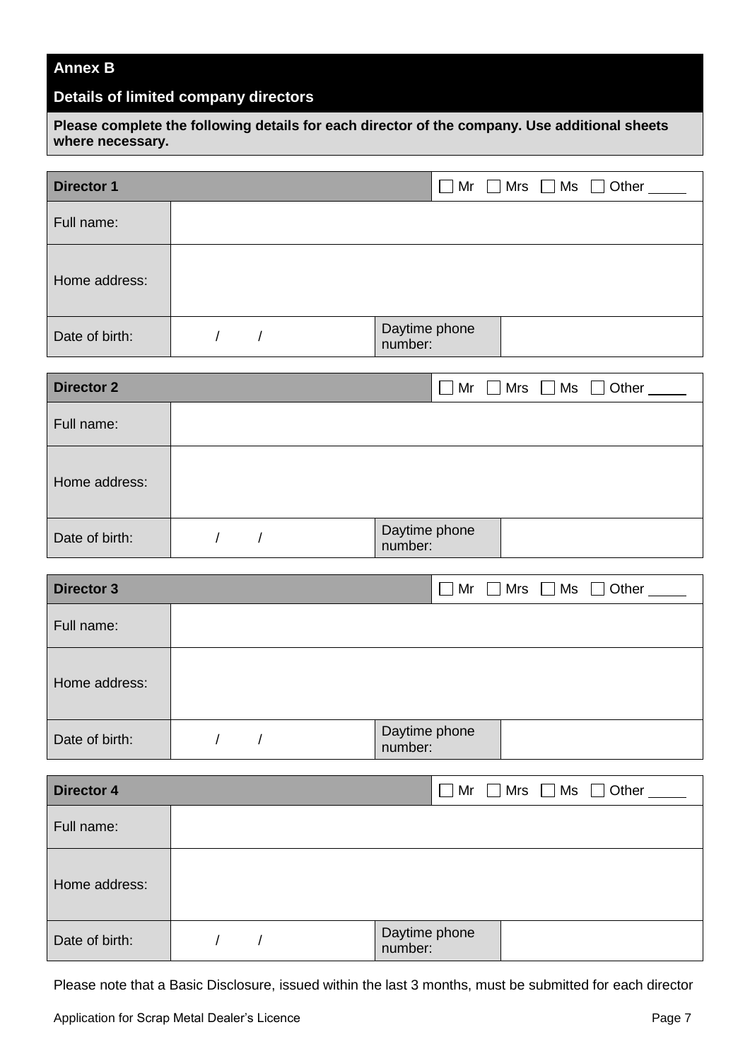## Annex B

### Details of limited company directors

**Please complete the following details for each director of the company. Use additional sheets where necessary.**

| **Director 1** | | ☐ Mr ☐ Mrs ☐ Ms ☐ Other _____ | |
|---|---|---|---|
| Full name: | | | |
| Home address: | | | |
| Date of birth: | / / | Daytime phone number: | |

| **Director 2** | | ☐ Mr ☐ Mrs ☐ Ms ☐ Other _____ | |
|---|---|---|---|
| Full name: | | | |
| Home address: | | | |
| Date of birth: | / / | Daytime phone number: | |

| **Director 3** | | ☐ Mr ☐ Mrs ☐ Ms ☐ Other _____ | |
|---|---|---|---|
| Full name: | | | |
| Home address: | | | |
| Date of birth: | / / | Daytime phone number: | |

| **Director 4** | | ☐ Mr ☐ Mrs ☐ Ms ☐ Other _____ | |
|---|---|---|---|
| Full name: | | | |
| Home address: | | | |
| Date of birth: | / / | Daytime phone number: | |

Please note that a Basic Disclosure, issued within the last 3 months, must be submitted for each director